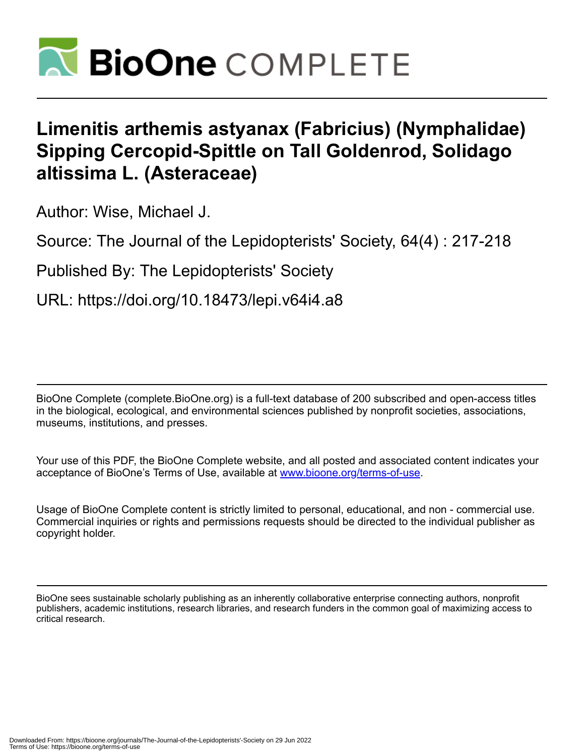# Limenitis arthemis astyanax (Fabricius) (Nymphalidae) Sipping Cercopid-Spittle on Tall Goldenrod, Solidago altissima L. (Asteraceae)

Author: Wise, Michael J.

Source: The Journal of the Lepidopterists' Society, 64(4) : 217-218

Published By: The Lepidopterists' Society

URL: https://doi.org/10.18473/lepi.v64i4.a8

BioOne Complete (complete.BioOne.org) is a full-text database of 200 subscribed and open-access titles in the biological, ecological, and environmental sciences published by nonprofit societies, associations, museums, institutions, and presses.

Your use of this PDF, the BioOne Complete website, and all posted and associated content indicates your acceptance of BioOne's Terms of Use, available at www.bioone.org/terms-of-use.

Usage of BioOne Complete content is strictly limited to personal, educational, and non - commercial use. Commercial inquiries or rights and permissions requests should be directed to the individual publisher as copyright holder.

BioOne sees sustainable scholarly publishing as an inherently collaborative enterprise connecting authors, nonprofit publishers, academic institutions, research libraries, and research funders in the common goal of maximizing access to critical research.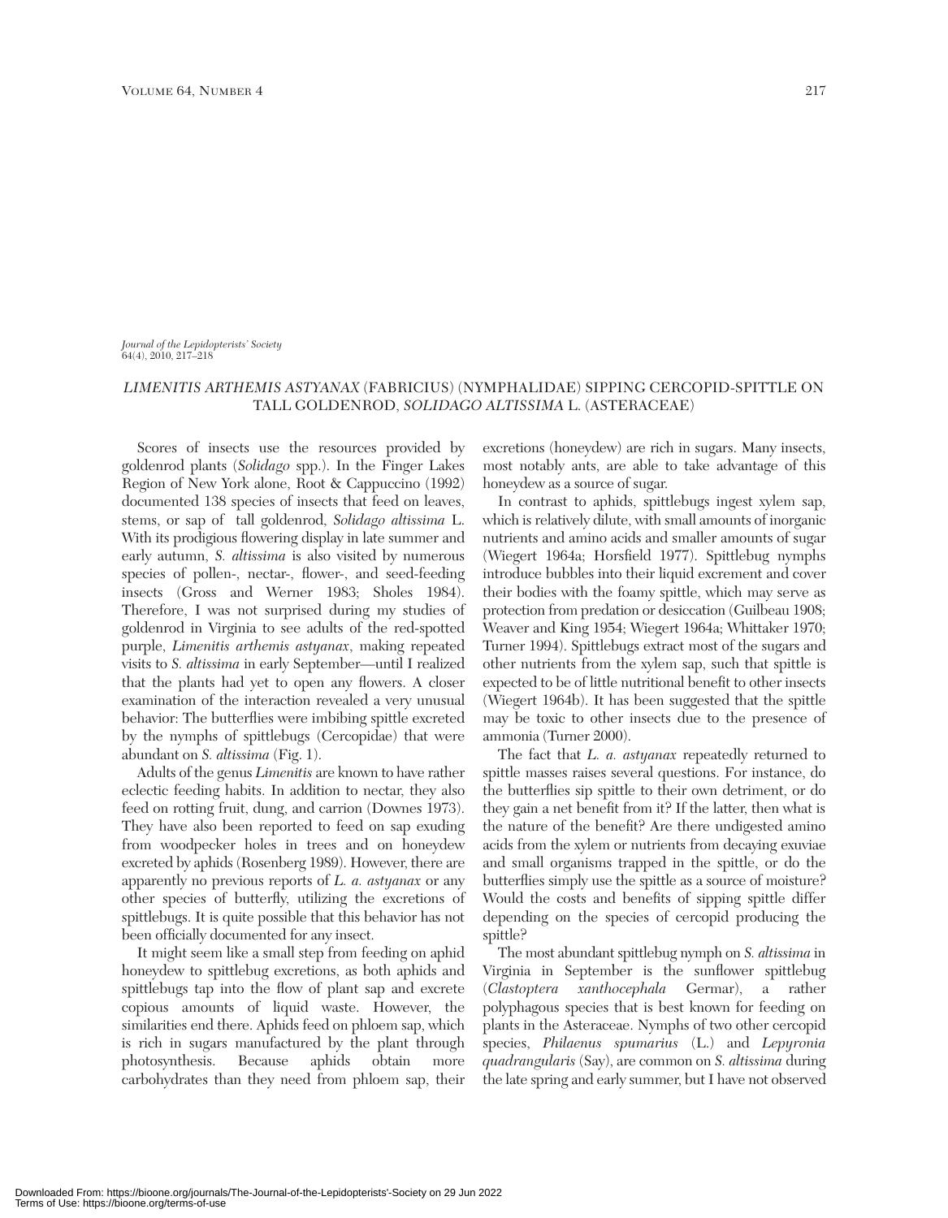*Journal of the Lepidopterists' Society*
64(4), 2010, 217–218

## *LIMENITIS ARTHEMIS ASTYANAX* (FABRICIUS) (NYMPHALIDAE) SIPPING CERCOPID-SPITTLE ON TALL GOLDENROD, *SOLIDAGO ALTISSIMA* L. (ASTERACEAE)

Scores of insects use the resources provided by goldenrod plants (*Solidago* spp.). In the Finger Lakes Region of New York alone, Root & Cappuccino (1992) documented 138 species of insects that feed on leaves, stems, or sap of tall goldenrod, *Solidago altissima* L. With its prodigious flowering display in late summer and early autumn, *S. altissima* is also visited by numerous species of pollen-, nectar-, flower-, and seed-feeding insects (Gross and Werner 1983; Sholes 1984). Therefore, I was not surprised during my studies of goldenrod in Virginia to see adults of the red-spotted purple, *Limenitis arthemis astyanax*, making repeated visits to *S. altissima* in early September—until I realized that the plants had yet to open any flowers. A closer examination of the interaction revealed a very unusual behavior: The butterflies were imbibing spittle excreted by the nymphs of spittlebugs (Cercopidae) that were abundant on *S. altissima* (Fig. 1).

Adults of the genus *Limenitis* are known to have rather eclectic feeding habits. In addition to nectar, they also feed on rotting fruit, dung, and carrion (Downes 1973). They have also been reported to feed on sap exuding from woodpecker holes in trees and on honeydew excreted by aphids (Rosenberg 1989). However, there are apparently no previous reports of *L. a. astyanax* or any other species of butterfly, utilizing the excretions of spittlebugs. It is quite possible that this behavior has not been officially documented for any insect.

It might seem like a small step from feeding on aphid honeydew to spittlebug excretions, as both aphids and spittlebugs tap into the flow of plant sap and excrete copious amounts of liquid waste. However, the similarities end there. Aphids feed on phloem sap, which is rich in sugars manufactured by the plant through photosynthesis. Because aphids obtain more carbohydrates than they need from phloem sap, their excretions (honeydew) are rich in sugars. Many insects, most notably ants, are able to take advantage of this honeydew as a source of sugar.

In contrast to aphids, spittlebugs ingest xylem sap, which is relatively dilute, with small amounts of inorganic nutrients and amino acids and smaller amounts of sugar (Wiegert 1964a; Horsfield 1977). Spittlebug nymphs introduce bubbles into their liquid excrement and cover their bodies with the foamy spittle, which may serve as protection from predation or desiccation (Guilbeau 1908; Weaver and King 1954; Wiegert 1964a; Whittaker 1970; Turner 1994). Spittlebugs extract most of the sugars and other nutrients from the xylem sap, such that spittle is expected to be of little nutritional benefit to other insects (Wiegert 1964b). It has been suggested that the spittle may be toxic to other insects due to the presence of ammonia (Turner 2000).

The fact that *L. a. astyanax* repeatedly returned to spittle masses raises several questions. For instance, do the butterflies sip spittle to their own detriment, or do they gain a net benefit from it? If the latter, then what is the nature of the benefit? Are there undigested amino acids from the xylem or nutrients from decaying exuviae and small organisms trapped in the spittle, or do the butterflies simply use the spittle as a source of moisture? Would the costs and benefits of sipping spittle differ depending on the species of cercopid producing the spittle?

The most abundant spittlebug nymph on *S. altissima* in Virginia in September is the sunflower spittlebug (*Clastoptera xanthocephala* Germar), a rather polyphagous species that is best known for feeding on plants in the Asteraceae. Nymphs of two other cercopid species, *Philaenus spumarius* (L.) and *Lepyronia quadrangularis* (Say), are common on *S. altissima* during the late spring and early summer, but I have not observed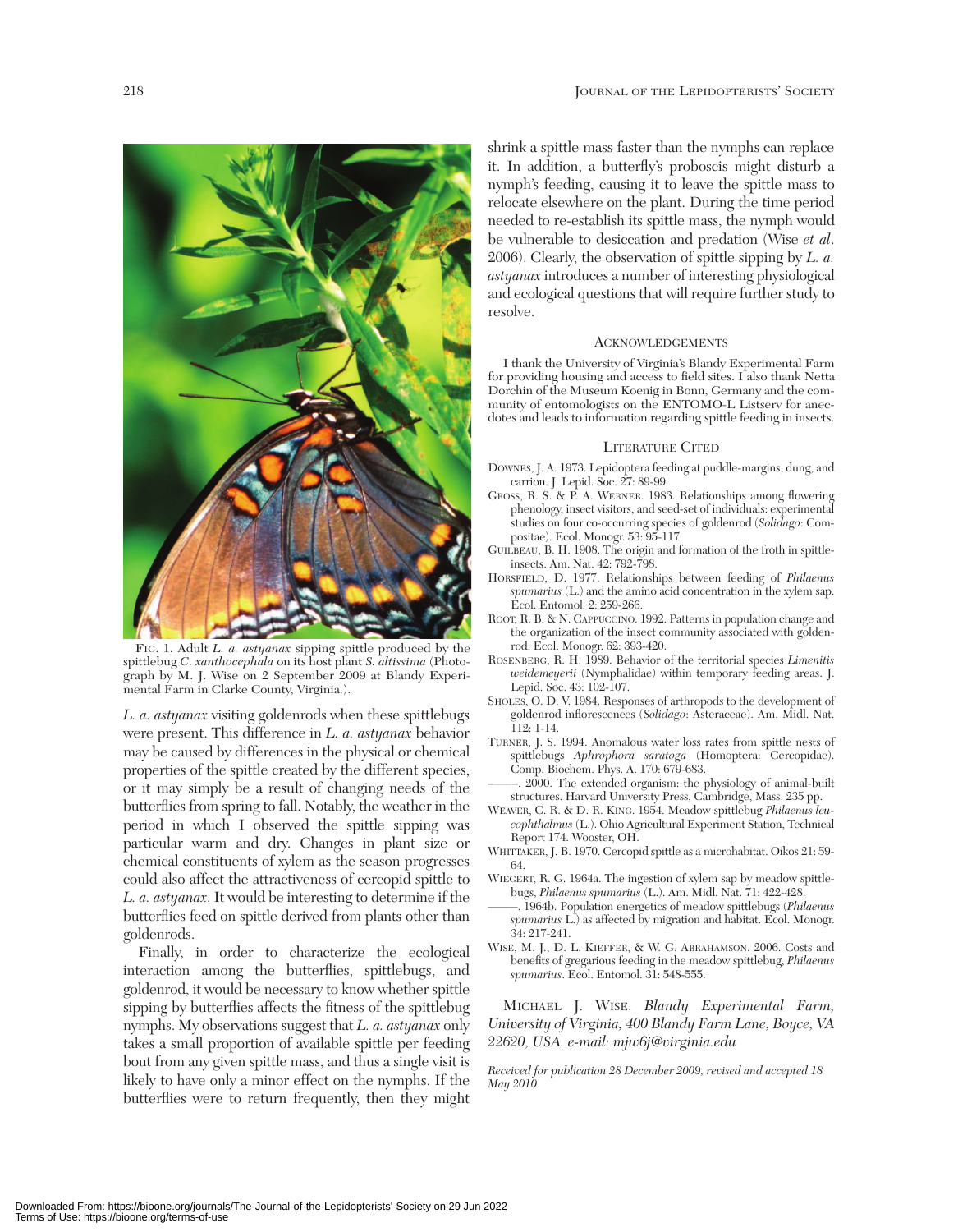FIG. 1. Adult *L. a. astyanax* sipping spittle produced by the spittlebug *C. xanthocephala* on its host plant *S. altissima* (Photograph by M. J. Wise on 2 September 2009 at Blandy Experimental Farm in Clarke County, Virginia.).

*L. a. astyanax* visiting goldenrods when these spittlebugs were present. This difference in *L. a. astyanax* behavior may be caused by differences in the physical or chemical properties of the spittle created by the different species, or it may simply be a result of changing needs of the butterflies from spring to fall. Notably, the weather in the period in which I observed the spittle sipping was particular warm and dry. Changes in plant size or chemical constituents of xylem as the season progresses could also affect the attractiveness of cercopid spittle to *L. a. astyanax*. It would be interesting to determine if the butterflies feed on spittle derived from plants other than goldenrods.

Finally, in order to characterize the ecological interaction among the butterflies, spittlebugs, and goldenrod, it would be necessary to know whether spittle sipping by butterflies affects the fitness of the spittlebug nymphs. My observations suggest that *L. a. astyanax* only takes a small proportion of available spittle per feeding bout from any given spittle mass, and thus a single visit is likely to have only a minor effect on the nymphs. If the butterflies were to return frequently, then they might shrink a spittle mass faster than the nymphs can replace it. In addition, a butterfly's proboscis might disturb a nymph's feeding, causing it to leave the spittle mass to relocate elsewhere on the plant. During the time period needed to re-establish its spittle mass, the nymph would be vulnerable to desiccation and predation (Wise *et al*. 2006). Clearly, the observation of spittle sipping by *L. a. astyanax* introduces a number of interesting physiological and ecological questions that will require further study to resolve.

## ACKNOWLEDGEMENTS

I thank the University of Virginia's Blandy Experimental Farm for providing housing and access to field sites. I also thank Netta Dorchin of the Museum Koenig in Bonn, Germany and the community of entomologists on the ENTOMO-L Listserv for anecdotes and leads to information regarding spittle feeding in insects.

## LITERATURE CITED

DOWNES, J. A. 1973. Lepidoptera feeding at puddle-margins, dung, and carrion. J. Lepid. Soc. 27: 89-99.

GROSS, R. S. & P. A. WERNER. 1983. Relationships among flowering phenology, insect visitors, and seed-set of individuals: experimental studies on four co-occurring species of goldenrod (*Solidago*: Compositae). Ecol. Monogr. 53: 95-117.

GUILBEAU, B. H. 1908. The origin and formation of the froth in spittle-insects. Am. Nat. 42: 792-798.

HORSFIELD, D. 1977. Relationships between feeding of *Philaenus spumarius* (L.) and the amino acid concentration in the xylem sap. Ecol. Entomol. 2: 259-266.

ROOT, R. B. & N. CAPPUCCINO. 1992. Patterns in population change and the organization of the insect community associated with goldenrod. Ecol. Monogr. 62: 393-420.

ROSENBERG, R. H. 1989. Behavior of the territorial species *Limenitis weidemeyerii* (Nymphalidae) within temporary feeding areas. J. Lepid. Soc. 43: 102-107.

SHOLES, O. D. V. 1984. Responses of arthropods to the development of goldenrod inflorescences (*Solidago*: Asteraceae). Am. Midl. Nat. 112: 1-14.

TURNER, J. S. 1994. Anomalous water loss rates from spittle nests of spittlebugs *Aphrophora saratoga* (Homoptera: Cercopidae). Comp. Biochem. Phys. A. 170: 679-683.

———. 2000. The extended organism: the physiology of animal-built structures. Harvard University Press, Cambridge, Mass. 235 pp.

WEAVER, C. R. & D. R. KING. 1954. Meadow spittlebug *Philaenus leucophthalmus* (L.). Ohio Agricultural Experiment Station, Technical Report 174. Wooster, OH.

WHITTAKER, J. B. 1970. Cercopid spittle as a microhabitat. Oikos 21: 59-64.

WIEGERT, R. G. 1964a. The ingestion of xylem sap by meadow spittlebugs, *Philaenus spumarius* (L.). Am. Midl. Nat. 71: 422-428.

———. 1964b. Population energetics of meadow spittlebugs (*Philaenus spumarius* L.) as affected by migration and habitat. Ecol. Monogr. 34: 217-241.

WISE, M. J., D. L. KIEFFER, & W. G. ABRAHAMSON. 2006. Costs and benefits of gregarious feeding in the meadow spittlebug, *Philaenus spumarius*. Ecol. Entomol. 31: 548-555.

MICHAEL J. WISE. *Blandy Experimental Farm, University of Virginia, 400 Blandy Farm Lane, Boyce, VA 22620, USA. e-mail: mjw6j@virginia.edu*

*Received for publication 28 December 2009, revised and accepted 18 May 2010*